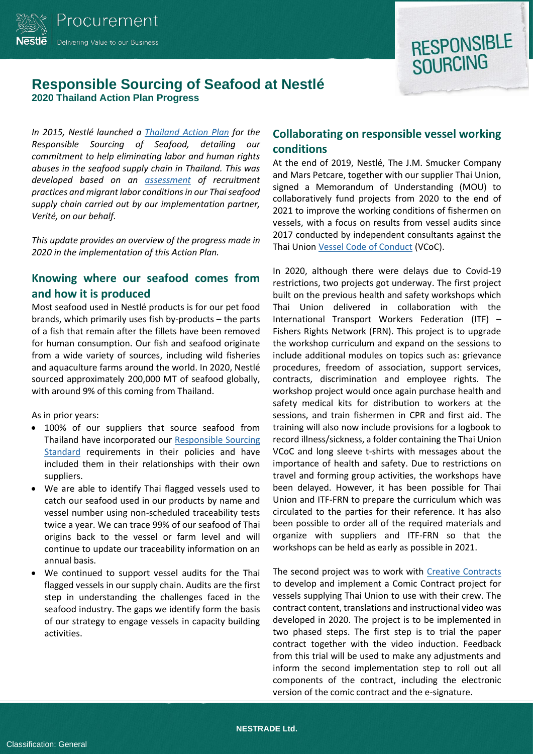# Responsible Sourcing of Seafood at Nestlé

**2020 Thailand Action Plan Progress**

*In 2015, Nestlé launched a Thailand Action Plan for the Responsible Sourcing of Seafood, detailing our commitment to help eliminating labor and human rights abuses in the seafood supply chain in Thailand. This was developed based on an assessment of recruitment practices and migrant labor conditions in our Thai seafood supply chain carried out by our implementation partner, Verité, on our behalf.*

*This update provides an overview of the progress made in 2020 in the implementation of this Action Plan.*

## Knowing where our seafood comes from and how it is produced

Most seafood used in Nestlé products is for our pet food brands, which primarily uses fish by-products – the parts of a fish that remain after the fillets have been removed for human consumption. Our fish and seafood originate from a wide variety of sources, including wild fisheries and aquaculture farms around the world. In 2020, Nestlé sourced approximately 200,000 MT of seafood globally, with around 9% of this coming from Thailand.

As in prior years:

- 100% of our suppliers that source seafood from Thailand have incorporated our Responsible Sourcing Standard requirements in their policies and have included them in their relationships with their own suppliers.
- We are able to identify Thai flagged vessels used to catch our seafood used in our products by name and vessel number using non-scheduled traceability tests twice a year. We can trace 99% of our seafood of Thai origins back to the vessel or farm level and will continue to update our traceability information on an annual basis.
- We continued to support vessel audits for the Thai flagged vessels in our supply chain. Audits are the first step in understanding the challenges faced in the seafood industry. The gaps we identify form the basis of our strategy to engage vessels in capacity building activities.

## Collaborating on responsible vessel working conditions

At the end of 2019, Nestlé, The J.M. Smucker Company and Mars Petcare, together with our supplier Thai Union, signed a Memorandum of Understanding (MOU) to collaboratively fund projects from 2020 to the end of 2021 to improve the working conditions of fishermen on vessels, with a focus on results from vessel audits since 2017 conducted by independent consultants against the Thai Union Vessel Code of Conduct (VCoC).

In 2020, although there were delays due to Covid-19 restrictions, two projects got underway. The first project built on the previous health and safety workshops which Thai Union delivered in collaboration with the International Transport Workers Federation (ITF) – Fishers Rights Network (FRN). This project is to upgrade the workshop curriculum and expand on the sessions to include additional modules on topics such as: grievance procedures, freedom of association, support services, contracts, discrimination and employee rights. The workshop project would once again purchase health and safety medical kits for distribution to workers at the sessions, and train fishermen in CPR and first aid. The training will also now include provisions for a logbook to record illness/sickness, a folder containing the Thai Union VCoC and long sleeve t-shirts with messages about the importance of health and safety. Due to restrictions on travel and forming group activities, the workshops have been delayed. However, it has been possible for Thai Union and ITF-FRN to prepare the curriculum which was circulated to the parties for their reference. It has also been possible to order all of the required materials and organize with suppliers and ITF-FRN so that the workshops can be held as early as possible in 2021.

The second project was to work with Creative Contracts to develop and implement a Comic Contract project for vessels supplying Thai Union to use with their crew. The contract content, translations and instructional video was developed in 2020. The project is to be implemented in two phased steps. The first step is to trial the paper contract together with the video induction. Feedback from this trial will be used to make any adjustments and inform the second implementation step to roll out all components of the contract, including the electronic version of the comic contract and the e-signature.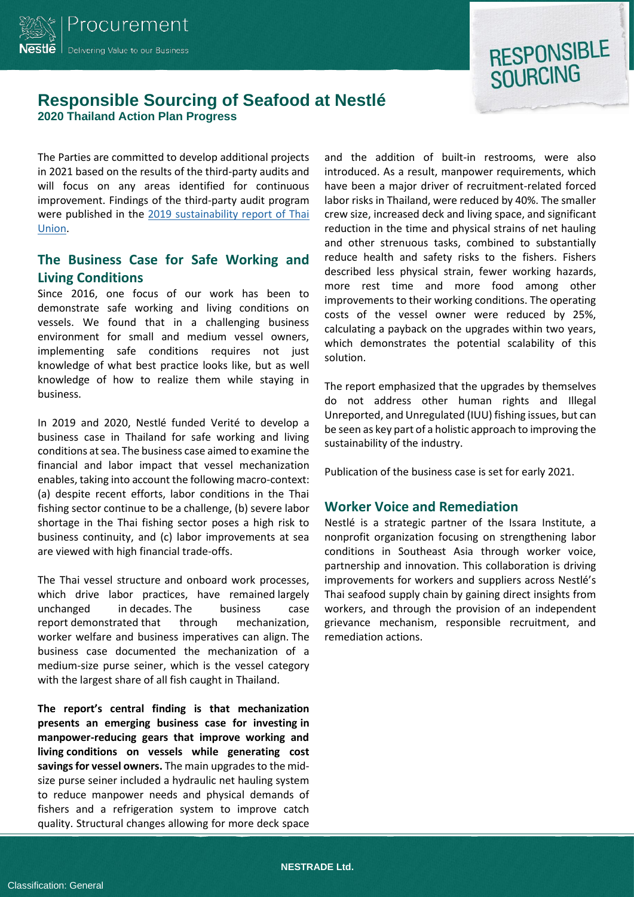# Responsible Sourcing of Seafood at Nestlé

**2020 Thailand Action Plan Progress**

The Parties are committed to develop additional projects in 2021 based on the results of the third-party audits and will focus on any areas identified for continuous improvement. Findings of the third-party audit program were published in the 2019 sustainability report of Thai Union.

## The Business Case for Safe Working and Living Conditions

Since 2016, one focus of our work has been to demonstrate safe working and living conditions on vessels. We found that in a challenging business environment for small and medium vessel owners, implementing safe conditions requires not just knowledge of what best practice looks like, but as well knowledge of how to realize them while staying in business.

In 2019 and 2020, Nestlé funded Verité to develop a business case in Thailand for safe working and living conditions at sea. The business case aimed to examine the financial and labor impact that vessel mechanization enables, taking into account the following macro-context: (a) despite recent efforts, labor conditions in the Thai fishing sector continue to be a challenge, (b) severe labor shortage in the Thai fishing sector poses a high risk to business continuity, and (c) labor improvements at sea are viewed with high financial trade-offs.

The Thai vessel structure and onboard work processes, which drive labor practices, have remained largely unchanged in decades. The business case report demonstrated that through mechanization, worker welfare and business imperatives can align. The business case documented the mechanization of a medium-size purse seiner, which is the vessel category with the largest share of all fish caught in Thailand.

**The report's central finding is that mechanization presents an emerging business case for investing in manpower-reducing gears that improve working and living conditions on vessels while generating cost savings for vessel owners.** The main upgrades to the mid-size purse seiner included a hydraulic net hauling system to reduce manpower needs and physical demands of fishers and a refrigeration system to improve catch quality. Structural changes allowing for more deck space and the addition of built-in restrooms, were also introduced. As a result, manpower requirements, which have been a major driver of recruitment-related forced labor risks in Thailand, were reduced by 40%. The smaller crew size, increased deck and living space, and significant reduction in the time and physical strains of net hauling and other strenuous tasks, combined to substantially reduce health and safety risks to the fishers. Fishers described less physical strain, fewer working hazards, more rest time and more food among other improvements to their working conditions. The operating costs of the vessel owner were reduced by 25%, calculating a payback on the upgrades within two years, which demonstrates the potential scalability of this solution.

The report emphasized that the upgrades by themselves do not address other human rights and Illegal Unreported, and Unregulated (IUU) fishing issues, but can be seen as key part of a holistic approach to improving the sustainability of the industry.

Publication of the business case is set for early 2021.

## Worker Voice and Remediation

Nestlé is a strategic partner of the Issara Institute, a nonprofit organization focusing on strengthening labor conditions in Southeast Asia through worker voice, partnership and innovation. This collaboration is driving improvements for workers and suppliers across Nestlé's Thai seafood supply chain by gaining direct insights from workers, and through the provision of an independent grievance mechanism, responsible recruitment, and remediation actions.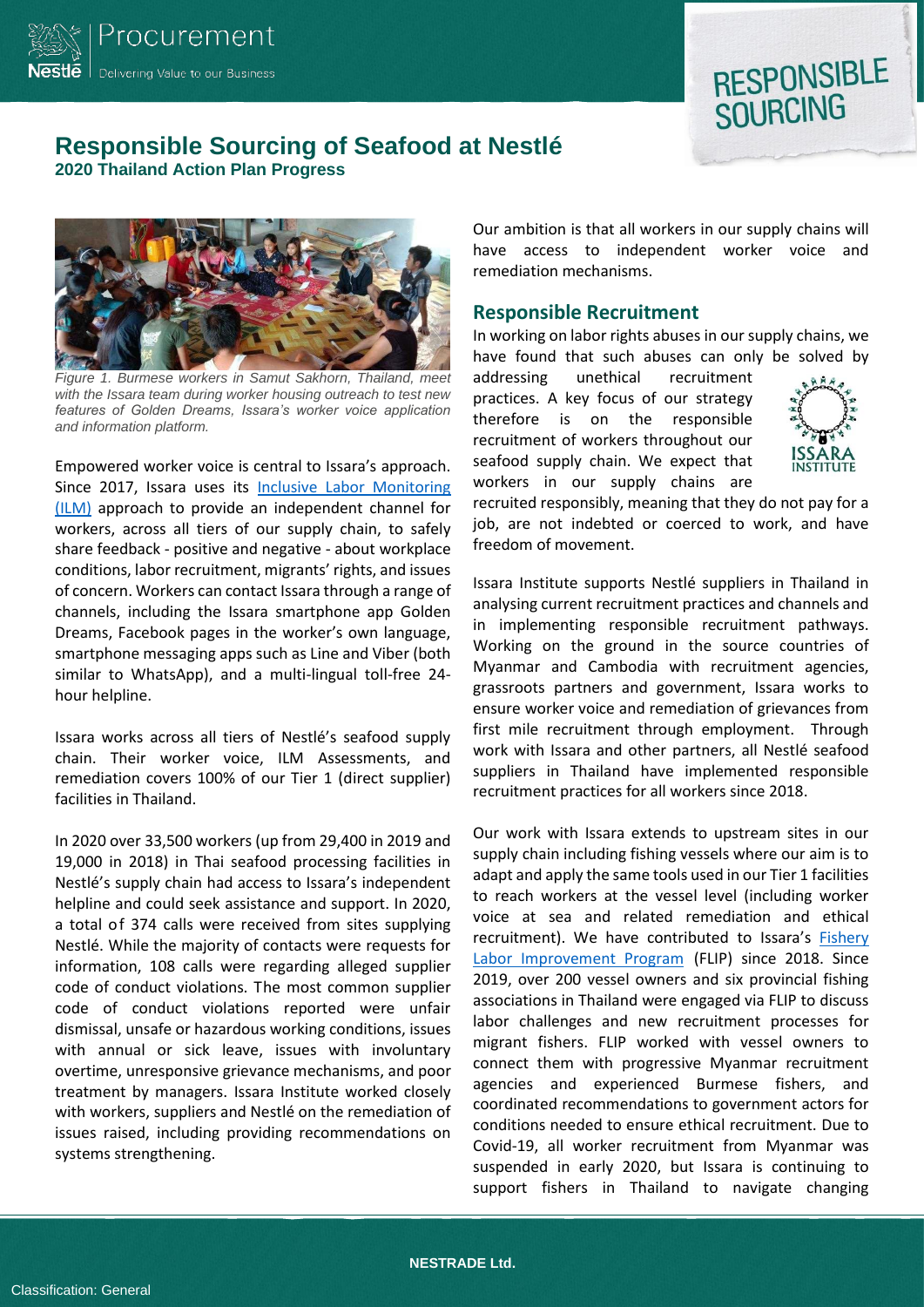# Responsible Sourcing of Seafood at Nestlé

**2020 Thailand Action Plan Progress**

*Figure 1. Burmese workers in Samut Sakhorn, Thailand, meet with the Issara team during worker housing outreach to test new features of Golden Dreams, Issara's worker voice application and information platform.*

Empowered worker voice is central to Issara's approach. Since 2017, Issara uses its Inclusive Labor Monitoring (ILM) approach to provide an independent channel for workers, across all tiers of our supply chain, to safely share feedback - positive and negative - about workplace conditions, labor recruitment, migrants' rights, and issues of concern. Workers can contact Issara through a range of channels, including the Issara smartphone app Golden Dreams, Facebook pages in the worker's own language, smartphone messaging apps such as Line and Viber (both similar to WhatsApp), and a multi-lingual toll-free 24-hour helpline.

Issara works across all tiers of Nestlé's seafood supply chain. Their worker voice, ILM Assessments, and remediation covers 100% of our Tier 1 (direct supplier) facilities in Thailand.

In 2020 over 33,500 workers (up from 29,400 in 2019 and 19,000 in 2018) in Thai seafood processing facilities in Nestlé's supply chain had access to Issara's independent helpline and could seek assistance and support. In 2020, a total of 374 calls were received from sites supplying Nestlé. While the majority of contacts were requests for information, 108 calls were regarding alleged supplier code of conduct violations. The most common supplier code of conduct violations reported were unfair dismissal, unsafe or hazardous working conditions, issues with annual or sick leave, issues with involuntary overtime, unresponsive grievance mechanisms, and poor treatment by managers. Issara Institute worked closely with workers, suppliers and Nestlé on the remediation of issues raised, including providing recommendations on systems strengthening.

Our ambition is that all workers in our supply chains will have access to independent worker voice and remediation mechanisms.

## Responsible Recruitment

In working on labor rights abuses in our supply chains, we have found that such abuses can only be solved by addressing unethical recruitment practices. A key focus of our strategy therefore is on the responsible recruitment of workers throughout our seafood supply chain. We expect that workers in our supply chains are recruited responsibly, meaning that they do not pay for a job, are not indebted or coerced to work, and have freedom of movement.

Issara Institute supports Nestlé suppliers in Thailand in analysing current recruitment practices and channels and in implementing responsible recruitment pathways. Working on the ground in the source countries of Myanmar and Cambodia with recruitment agencies, grassroots partners and government, Issara works to ensure worker voice and remediation of grievances from first mile recruitment through employment. Through work with Issara and other partners, all Nestlé seafood suppliers in Thailand have implemented responsible recruitment practices for all workers since 2018.

Our work with Issara extends to upstream sites in our supply chain including fishing vessels where our aim is to adapt and apply the same tools used in our Tier 1 facilities to reach workers at the vessel level (including worker voice at sea and related remediation and ethical recruitment). We have contributed to Issara's Fishery Labor Improvement Program (FLIP) since 2018. Since 2019, over 200 vessel owners and six provincial fishing associations in Thailand were engaged via FLIP to discuss labor challenges and new recruitment processes for migrant fishers. FLIP worked with vessel owners to connect them with progressive Myanmar recruitment agencies and experienced Burmese fishers, and coordinated recommendations to government actors for conditions needed to ensure ethical recruitment. Due to Covid-19, all worker recruitment from Myanmar was suspended in early 2020, but Issara is continuing to support fishers in Thailand to navigate changing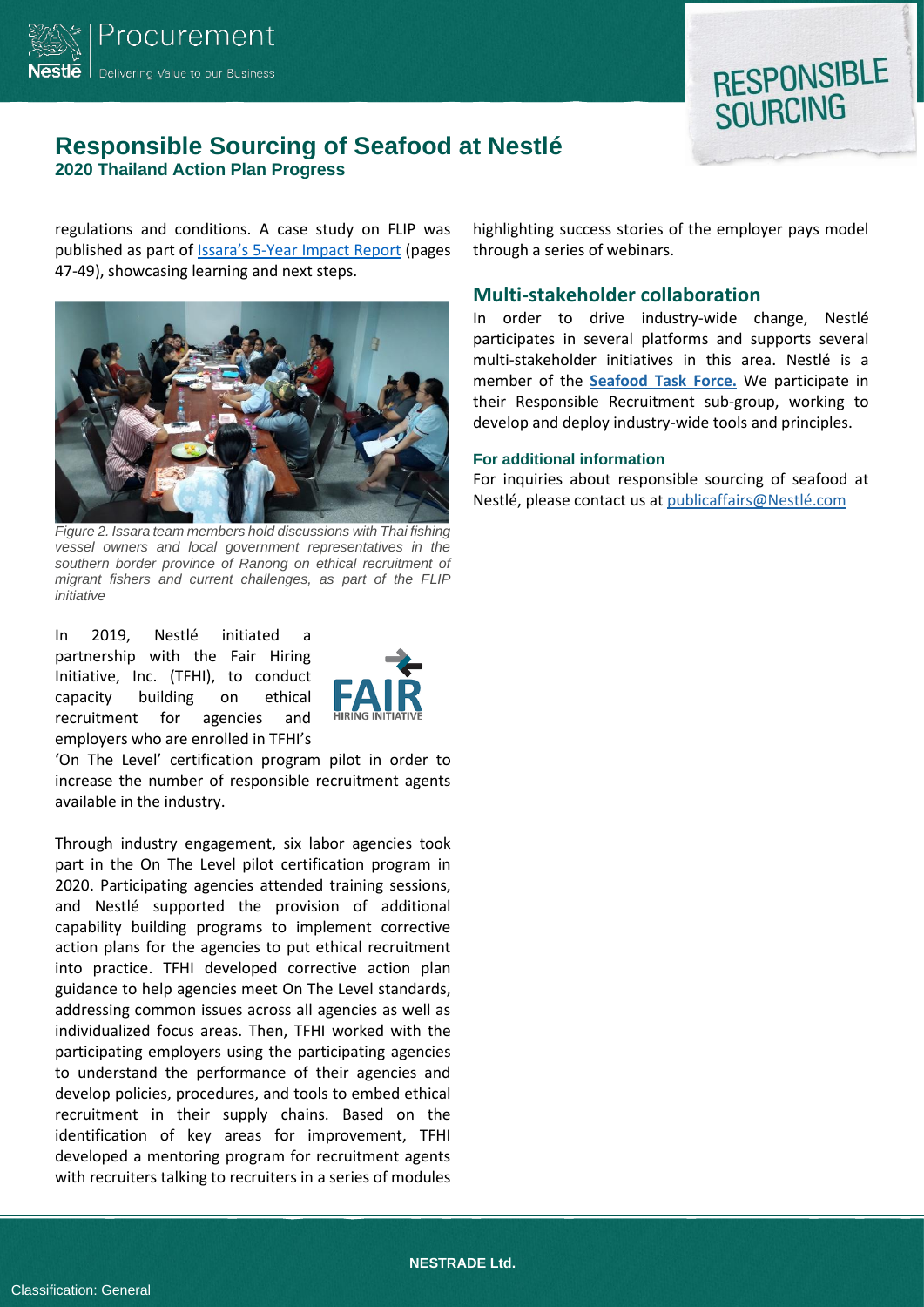regulations and conditions. A case study on FLIP was published as part of [Issara's 5-Year Impact Report](#) (pages 47-49), showcasing learning and next steps.

*Figure 2. Issara team members hold discussions with Thai fishing vessel owners and local government representatives in the southern border province of Ranong on ethical recruitment of migrant fishers and current challenges, as part of the FLIP initiative*

In 2019, Nestlé initiated a partnership with the Fair Hiring Initiative, Inc. (TFHI), to conduct capacity building on ethical recruitment for agencies and employers who are enrolled in TFHI's 'On The Level' certification program pilot in order to increase the number of responsible recruitment agents available in the industry.

Through industry engagement, six labor agencies took part in the On The Level pilot certification program in 2020. Participating agencies attended training sessions, and Nestlé supported the provision of additional capability building programs to implement corrective action plans for the agencies to put ethical recruitment into practice. TFHI developed corrective action plan guidance to help agencies meet On The Level standards, addressing common issues across all agencies as well as individualized focus areas. Then, TFHI worked with the participating employers using the participating agencies to understand the performance of their agencies and develop policies, procedures, and tools to embed ethical recruitment in their supply chains. Based on the identification of key areas for improvement, TFHI developed a mentoring program for recruitment agents with recruiters talking to recruiters in a series of modules highlighting success stories of the employer pays model through a series of webinars.

## Multi-stakeholder collaboration

In order to drive industry-wide change, Nestlé participates in several platforms and supports several multi-stakeholder initiatives in this area. Nestlé is a member of the **[Seafood Task Force.](#)** We participate in their Responsible Recruitment sub-group, working to develop and deploy industry-wide tools and principles.

### For additional information

For inquiries about responsible sourcing of seafood at Nestlé, please contact us at publicaffairs@Nestlé.com